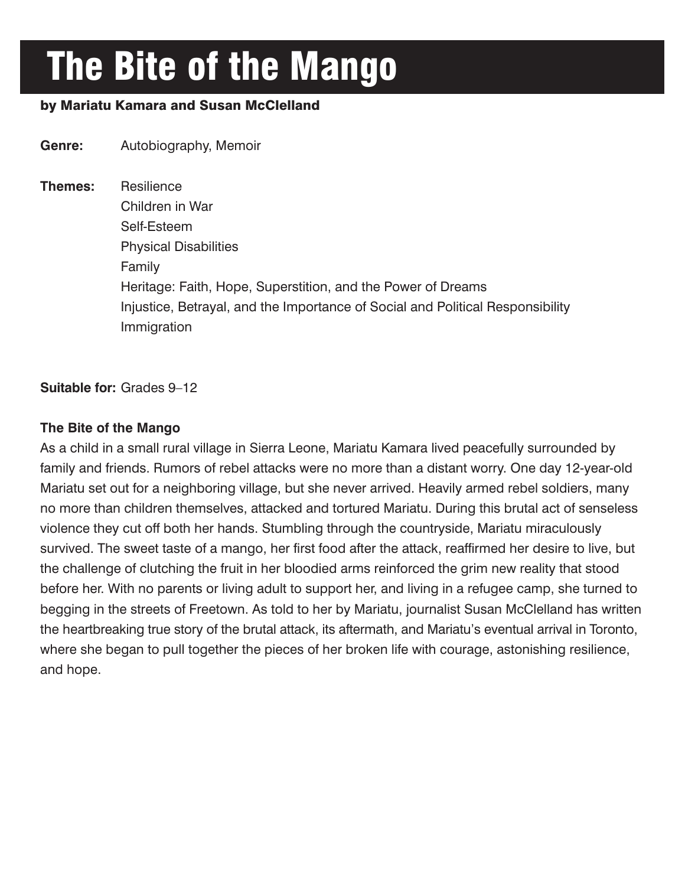# The Bite of the Mango

**by Mariatu Kamara and Susan McClelland**

**Genre:** Autobiography, Memoir

**Themes:** Resilience
Children in War
Self-Esteem
Physical Disabilities
Family
Heritage: Faith, Hope, Superstition, and the Power of Dreams
Injustice, Betrayal, and the Importance of Social and Political Responsibility
Immigration

**Suitable for:** Grades 9–12

**The Bite of the Mango**

As a child in a small rural village in Sierra Leone, Mariatu Kamara lived peacefully surrounded by family and friends. Rumors of rebel attacks were no more than a distant worry. One day 12-year-old Mariatu set out for a neighboring village, but she never arrived. Heavily armed rebel soldiers, many no more than children themselves, attacked and tortured Mariatu. During this brutal act of senseless violence they cut off both her hands. Stumbling through the countryside, Mariatu miraculously survived. The sweet taste of a mango, her first food after the attack, reaffirmed her desire to live, but the challenge of clutching the fruit in her bloodied arms reinforced the grim new reality that stood before her. With no parents or living adult to support her, and living in a refugee camp, she turned to begging in the streets of Freetown. As told to her by Mariatu, journalist Susan McClelland has written the heartbreaking true story of the brutal attack, its aftermath, and Mariatu's eventual arrival in Toronto, where she began to pull together the pieces of her broken life with courage, astonishing resilience, and hope.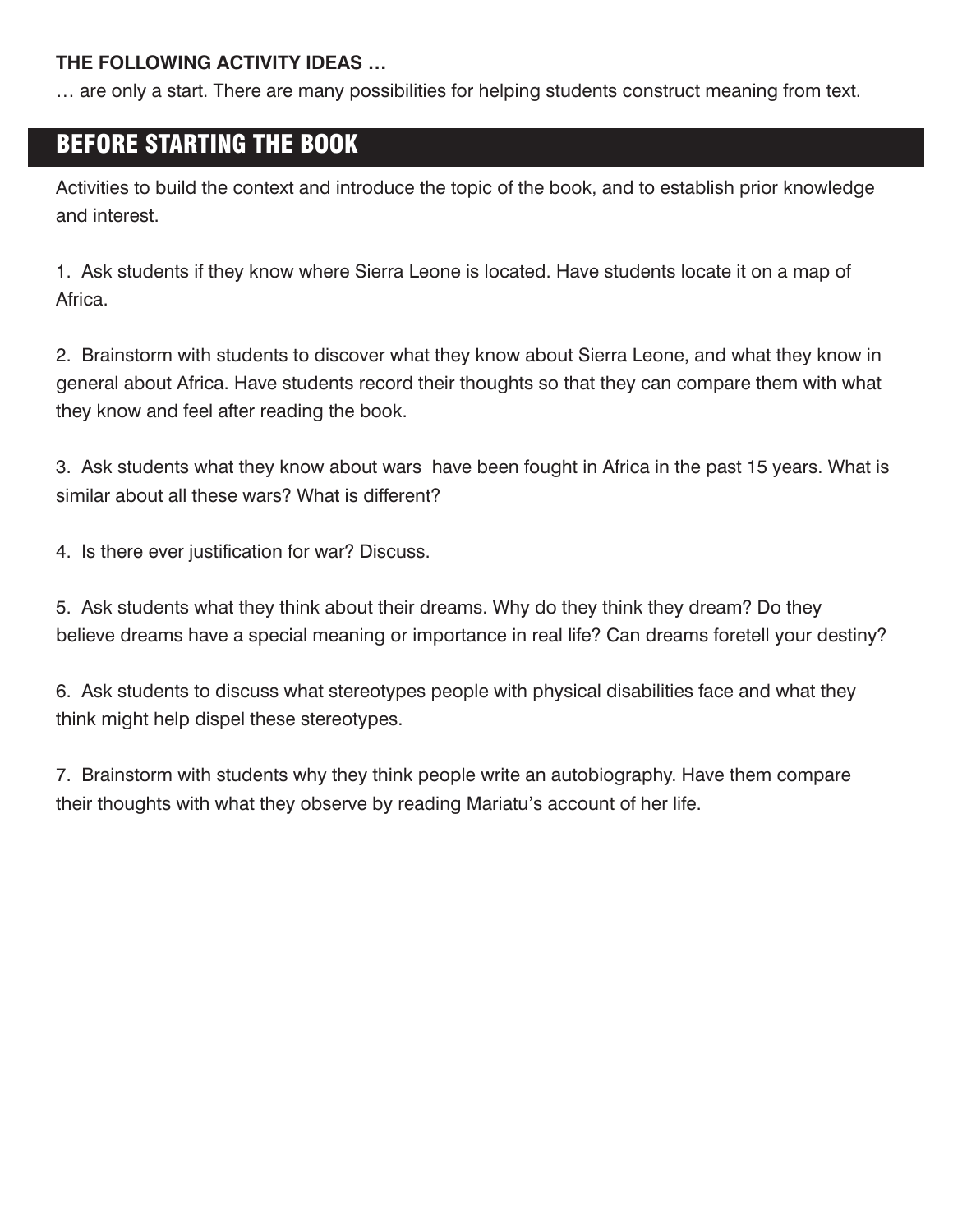**THE FOLLOWING ACTIVITY IDEAS …**

… are only a start. There are many possibilities for helping students construct meaning from text.

## BEFORE STARTING THE BOOK

Activities to build the context and introduce the topic of the book, and to establish prior knowledge and interest.

1. Ask students if they know where Sierra Leone is located. Have students locate it on a map of Africa.

2. Brainstorm with students to discover what they know about Sierra Leone, and what they know in general about Africa. Have students record their thoughts so that they can compare them with what they know and feel after reading the book.

3. Ask students what they know about wars have been fought in Africa in the past 15 years. What is similar about all these wars? What is different?

4. Is there ever justification for war? Discuss.

5. Ask students what they think about their dreams. Why do they think they dream? Do they believe dreams have a special meaning or importance in real life? Can dreams foretell your destiny?

6. Ask students to discuss what stereotypes people with physical disabilities face and what they think might help dispel these stereotypes.

7. Brainstorm with students why they think people write an autobiography. Have them compare their thoughts with what they observe by reading Mariatu's account of her life.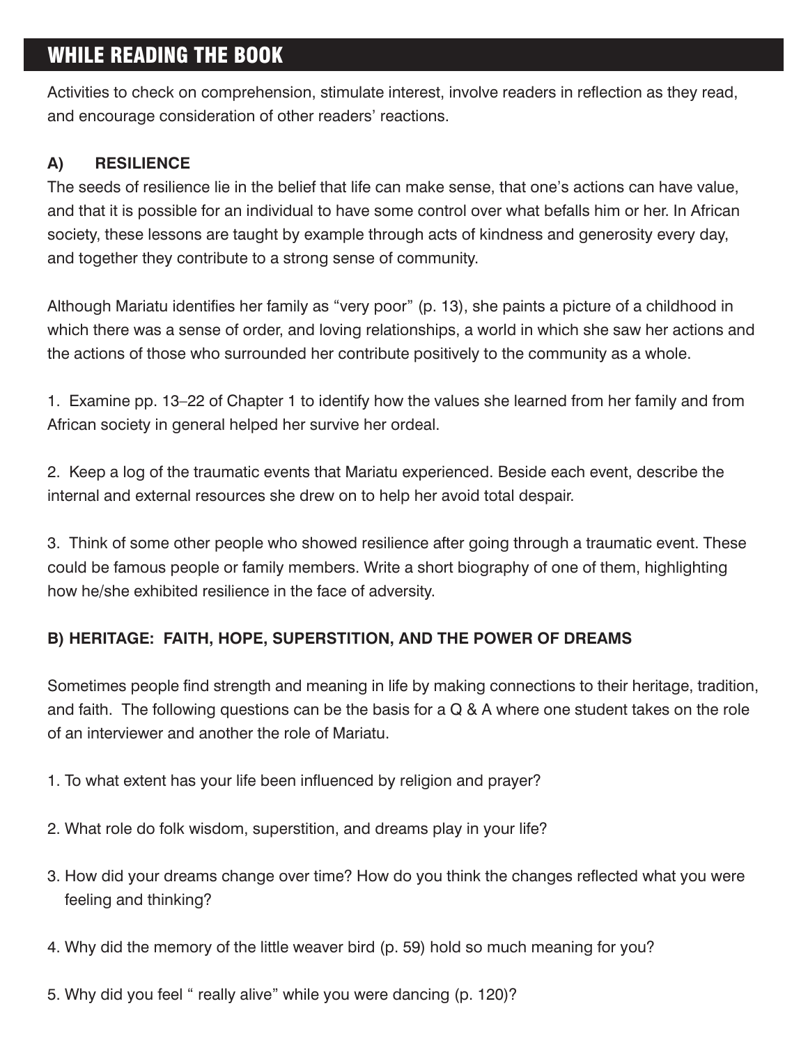## WHILE READING THE BOOK

Activities to check on comprehension, stimulate interest, involve readers in reflection as they read, and encourage consideration of other readers' reactions.

### A) RESILIENCE

The seeds of resilience lie in the belief that life can make sense, that one's actions can have value, and that it is possible for an individual to have some control over what befalls him or her. In African society, these lessons are taught by example through acts of kindness and generosity every day, and together they contribute to a strong sense of community.

Although Mariatu identifies her family as "very poor" (p. 13), she paints a picture of a childhood in which there was a sense of order, and loving relationships, a world in which she saw her actions and the actions of those who surrounded her contribute positively to the community as a whole.

1. Examine pp. 13–22 of Chapter 1 to identify how the values she learned from her family and from African society in general helped her survive her ordeal.

2. Keep a log of the traumatic events that Mariatu experienced. Beside each event, describe the internal and external resources she drew on to help her avoid total despair.

3. Think of some other people who showed resilience after going through a traumatic event. These could be famous people or family members. Write a short biography of one of them, highlighting how he/she exhibited resilience in the face of adversity.

### B) HERITAGE: FAITH, HOPE, SUPERSTITION, AND THE POWER OF DREAMS

Sometimes people find strength and meaning in life by making connections to their heritage, tradition, and faith. The following questions can be the basis for a Q & A where one student takes on the role of an interviewer and another the role of Mariatu.

1. To what extent has your life been influenced by religion and prayer?

2. What role do folk wisdom, superstition, and dreams play in your life?

3. How did your dreams change over time? How do you think the changes reflected what you were feeling and thinking?

4. Why did the memory of the little weaver bird (p. 59) hold so much meaning for you?

5. Why did you feel " really alive" while you were dancing (p. 120)?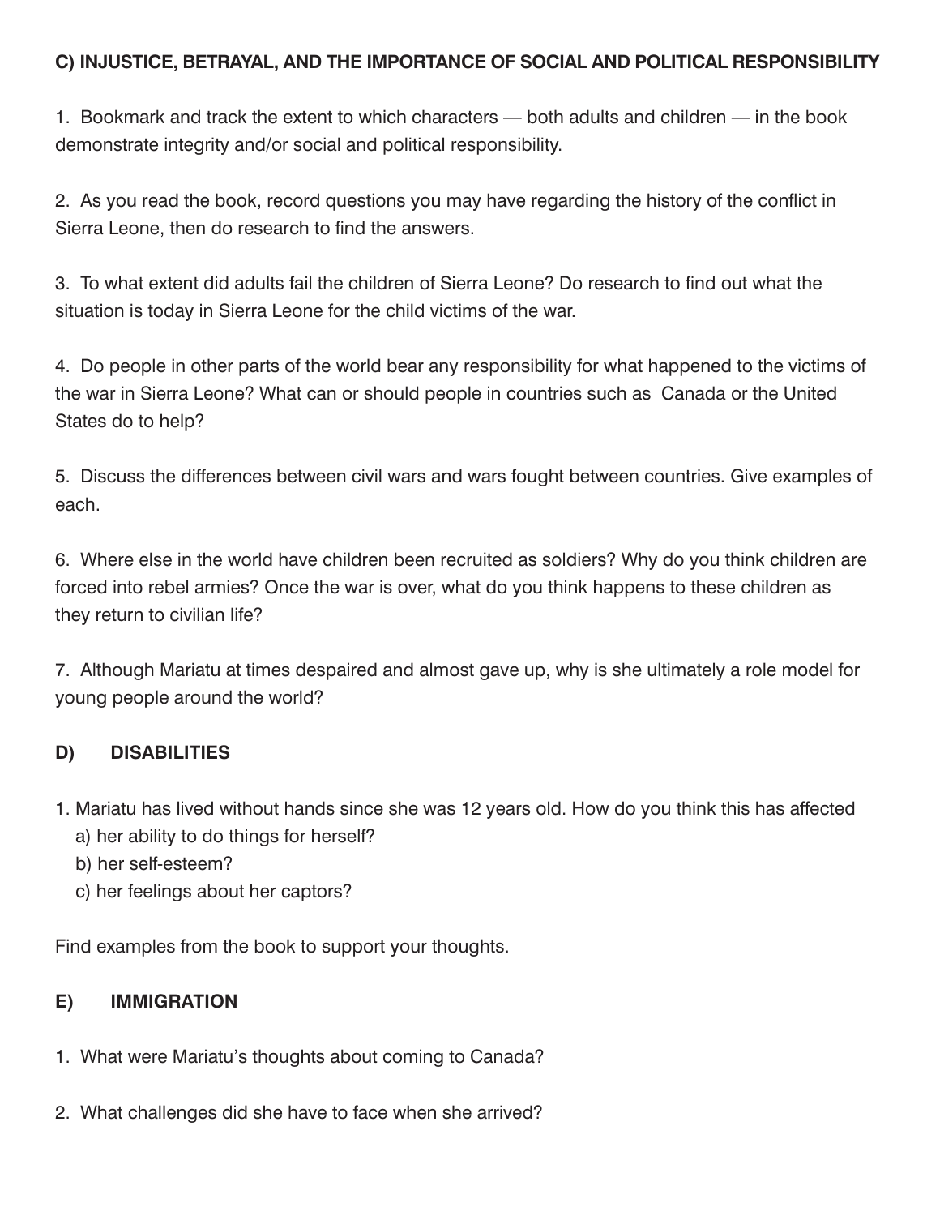### C) INJUSTICE, BETRAYAL, AND THE IMPORTANCE OF SOCIAL AND POLITICAL RESPONSIBILITY

1. Bookmark and track the extent to which characters — both adults and children — in the book demonstrate integrity and/or social and political responsibility.

2. As you read the book, record questions you may have regarding the history of the conflict in Sierra Leone, then do research to find the answers.

3. To what extent did adults fail the children of Sierra Leone? Do research to find out what the situation is today in Sierra Leone for the child victims of the war.

4. Do people in other parts of the world bear any responsibility for what happened to the victims of the war in Sierra Leone? What can or should people in countries such as Canada or the United States do to help?

5. Discuss the differences between civil wars and wars fought between countries. Give examples of each.

6. Where else in the world have children been recruited as soldiers? Why do you think children are forced into rebel armies? Once the war is over, what do you think happens to these children as they return to civilian life?

7. Although Mariatu at times despaired and almost gave up, why is she ultimately a role model for young people around the world?

### D) DISABILITIES

1. Mariatu has lived without hands since she was 12 years old. How do you think this has affected
   a) her ability to do things for herself?
   b) her self-esteem?
   c) her feelings about her captors?

Find examples from the book to support your thoughts.

### E) IMMIGRATION

1. What were Mariatu's thoughts about coming to Canada?

2. What challenges did she have to face when she arrived?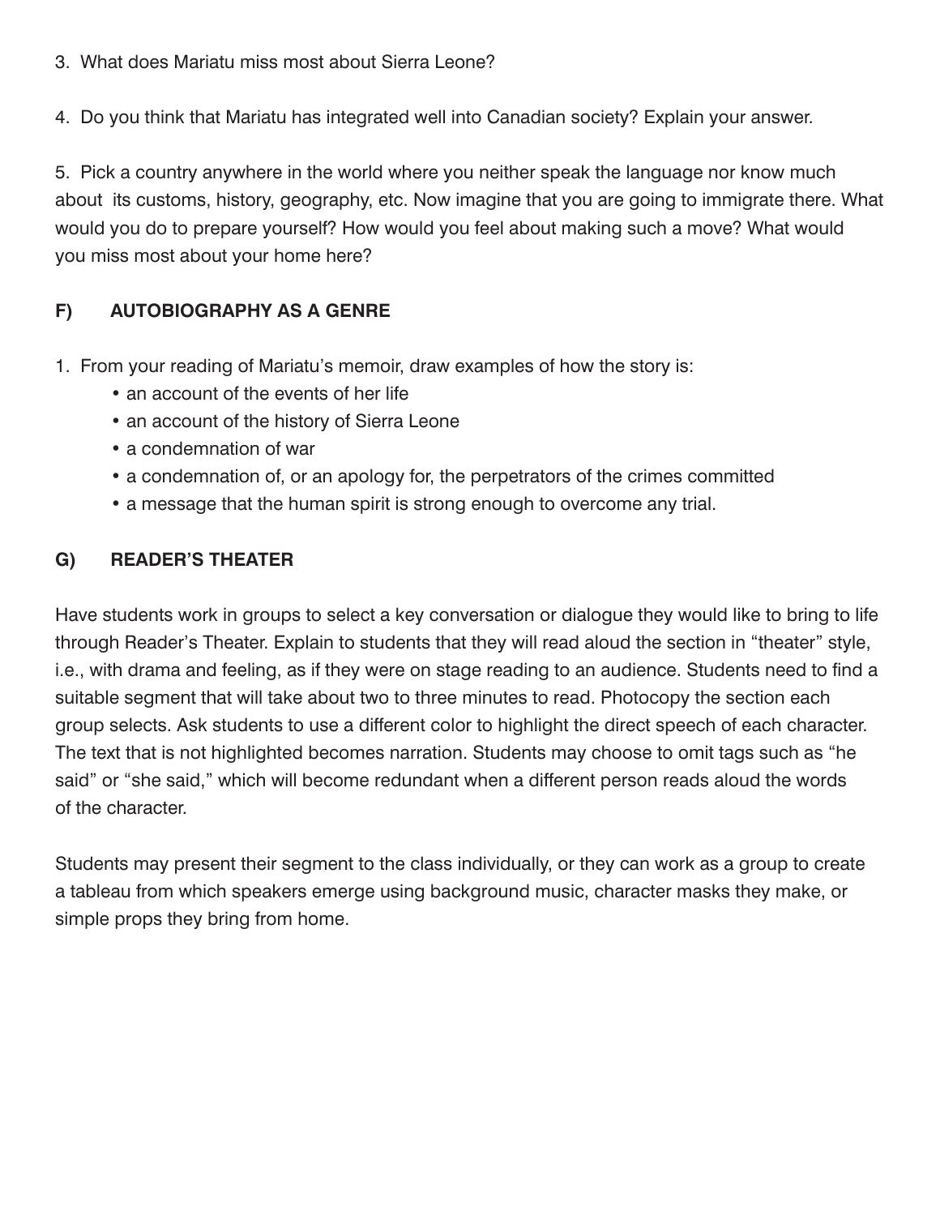3. What does Mariatu miss most about Sierra Leone?

4. Do you think that Mariatu has integrated well into Canadian society? Explain your answer.

5. Pick a country anywhere in the world where you neither speak the language nor know much about its customs, history, geography, etc. Now imagine that you are going to immigrate there. What would you do to prepare yourself? How would you feel about making such a move? What would you miss most about your home here?

## F) AUTOBIOGRAPHY AS A GENRE

1. From your reading of Mariatu's memoir, draw examples of how the story is:
   - an account of the events of her life
   - an account of the history of Sierra Leone
   - a condemnation of war
   - a condemnation of, or an apology for, the perpetrators of the crimes committed
   - a message that the human spirit is strong enough to overcome any trial.

## G) READER'S THEATER

Have students work in groups to select a key conversation or dialogue they would like to bring to life through Reader's Theater. Explain to students that they will read aloud the section in "theater" style, i.e., with drama and feeling, as if they were on stage reading to an audience. Students need to find a suitable segment that will take about two to three minutes to read. Photocopy the section each group selects. Ask students to use a different color to highlight the direct speech of each character. The text that is not highlighted becomes narration. Students may choose to omit tags such as "he said" or "she said," which will become redundant when a different person reads aloud the words of the character.

Students may present their segment to the class individually, or they can work as a group to create a tableau from which speakers emerge using background music, character masks they make, or simple props they bring from home.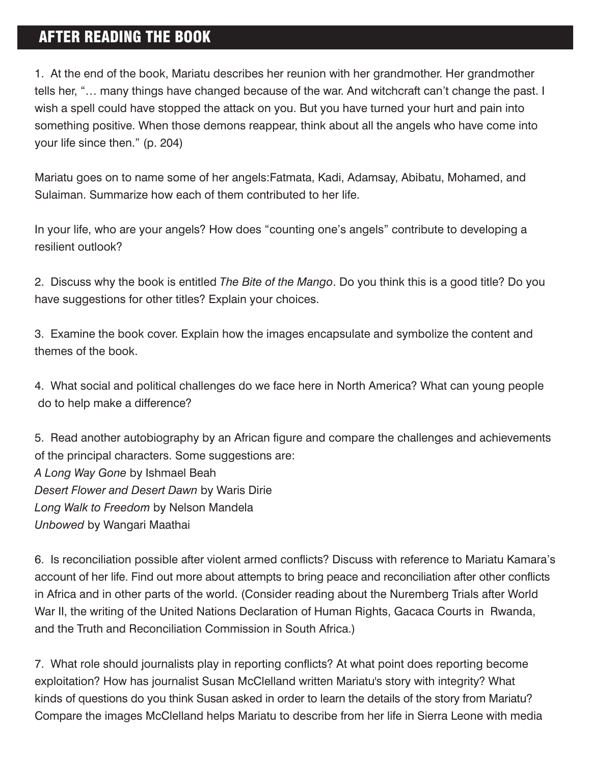## AFTER READING THE BOOK

1. At the end of the book, Mariatu describes her reunion with her grandmother. Her grandmother tells her, "… many things have changed because of the war. And witchcraft can't change the past. I wish a spell could have stopped the attack on you. But you have turned your hurt and pain into something positive. When those demons reappear, think about all the angels who have come into your life since then." (p. 204)

Mariatu goes on to name some of her angels:Fatmata, Kadi, Adamsay, Abibatu, Mohamed, and Sulaiman. Summarize how each of them contributed to her life.

In your life, who are your angels? How does "counting one's angels" contribute to developing a resilient outlook?

2. Discuss why the book is entitled *The Bite of the Mango*. Do you think this is a good title? Do you have suggestions for other titles? Explain your choices.

3. Examine the book cover. Explain how the images encapsulate and symbolize the content and themes of the book.

4. What social and political challenges do we face here in North America? What can young people do to help make a difference?

5. Read another autobiography by an African figure and compare the challenges and achievements of the principal characters. Some suggestions are:
*A Long Way Gone* by Ishmael Beah
*Desert Flower and Desert Dawn* by Waris Dirie
*Long Walk to Freedom* by Nelson Mandela
*Unbowed* by Wangari Maathai

6. Is reconciliation possible after violent armed conflicts? Discuss with reference to Mariatu Kamara's account of her life. Find out more about attempts to bring peace and reconciliation after other conflicts in Africa and in other parts of the world. (Consider reading about the Nuremberg Trials after World War II, the writing of the United Nations Declaration of Human Rights, Gacaca Courts in Rwanda, and the Truth and Reconciliation Commission in South Africa.)

7. What role should journalists play in reporting conflicts? At what point does reporting become exploitation? How has journalist Susan McClelland written Mariatu's story with integrity? What kinds of questions do you think Susan asked in order to learn the details of the story from Mariatu? Compare the images McClelland helps Mariatu to describe from her life in Sierra Leone with media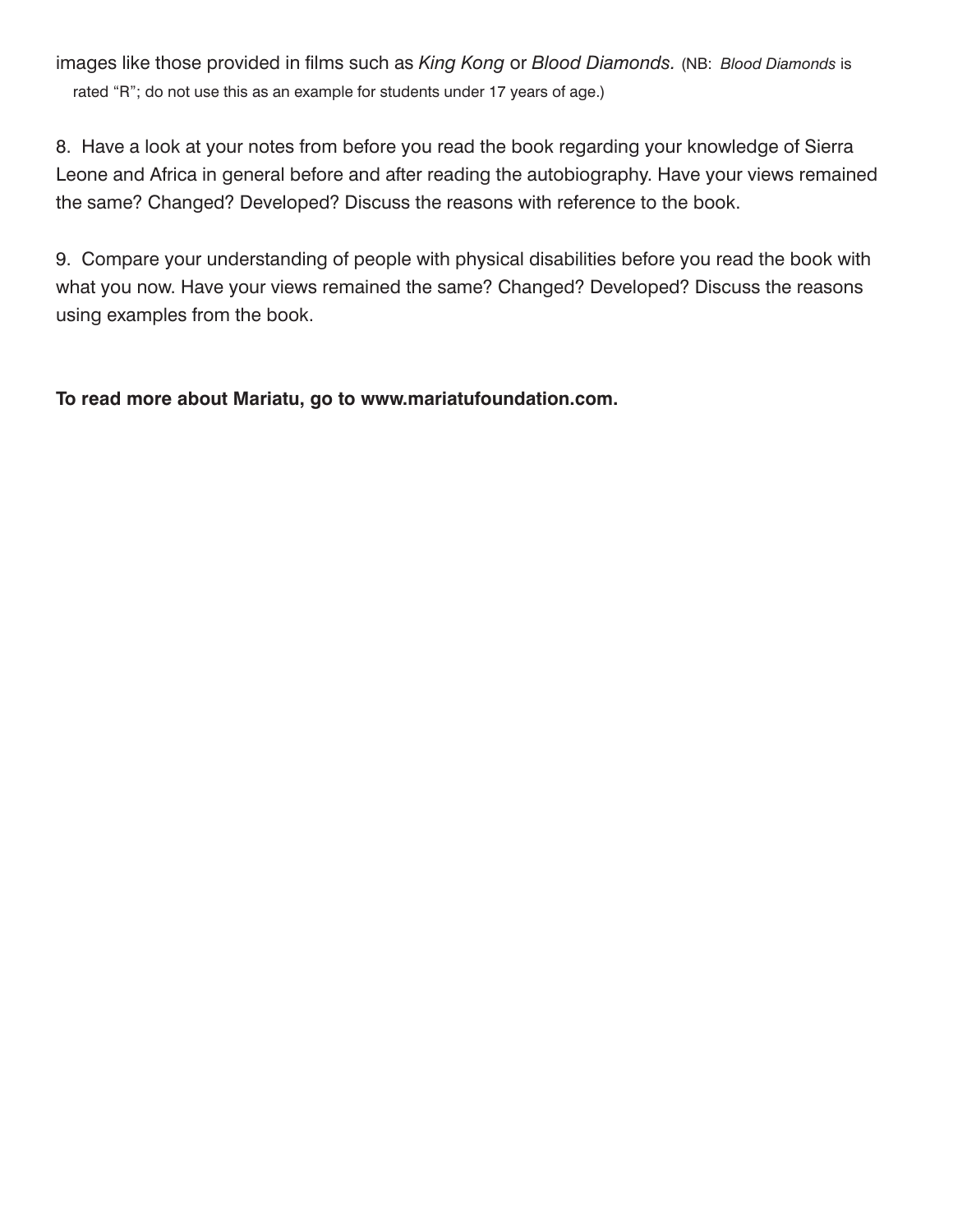images like those provided in films such as *King Kong* or *Blood Diamonds.* (NB: *Blood Diamonds* is rated "R"; do not use this as an example for students under 17 years of age.)

8. Have a look at your notes from before you read the book regarding your knowledge of Sierra Leone and Africa in general before and after reading the autobiography. Have your views remained the same? Changed? Developed? Discuss the reasons with reference to the book.

9. Compare your understanding of people with physical disabilities before you read the book with what you now. Have your views remained the same? Changed? Developed? Discuss the reasons using examples from the book.

**To read more about Mariatu, go to www.mariatufoundation.com.**